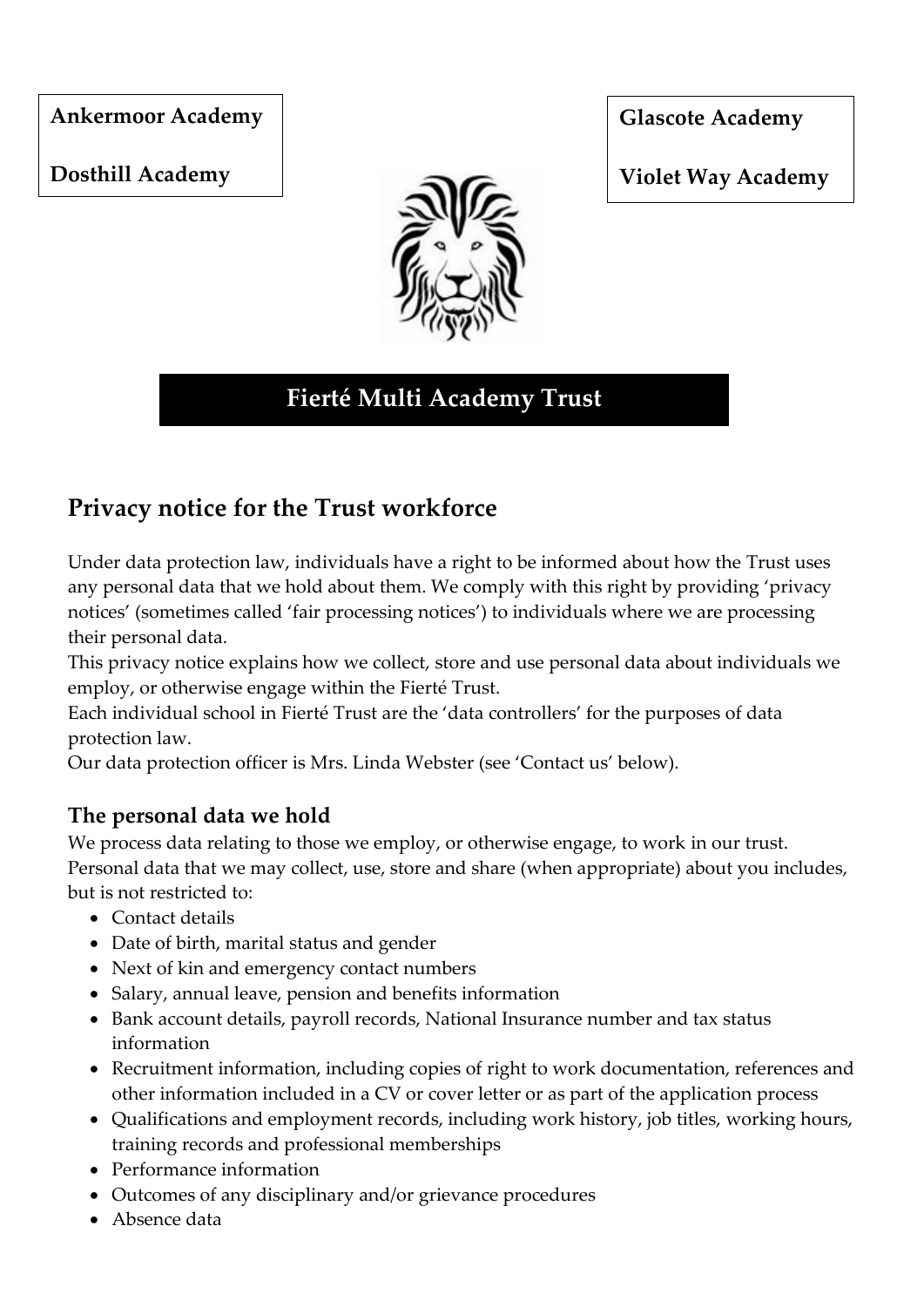Ankermoor Academy

Dosthill Academy

Glascote Academy

Violet Way Academy

**Fierté Multi Academy Trust**

## Privacy notice for the Trust workforce

Under data protection law, individuals have a right to be informed about how the Trust uses any personal data that we hold about them. We comply with this right by providing 'privacy notices' (sometimes called 'fair processing notices') to individuals where we are processing their personal data.

This privacy notice explains how we collect, store and use personal data about individuals we employ, or otherwise engage within the Fierté Trust.

Each individual school in Fierté Trust are the 'data controllers' for the purposes of data protection law.

Our data protection officer is Mrs. Linda Webster (see 'Contact us' below).

### The personal data we hold

We process data relating to those we employ, or otherwise engage, to work in our trust. Personal data that we may collect, use, store and share (when appropriate) about you includes, but is not restricted to:

- Contact details
- Date of birth, marital status and gender
- Next of kin and emergency contact numbers
- Salary, annual leave, pension and benefits information
- Bank account details, payroll records, National Insurance number and tax status information
- Recruitment information, including copies of right to work documentation, references and other information included in a CV or cover letter or as part of the application process
- Qualifications and employment records, including work history, job titles, working hours, training records and professional memberships
- Performance information
- Outcomes of any disciplinary and/or grievance procedures
- Absence data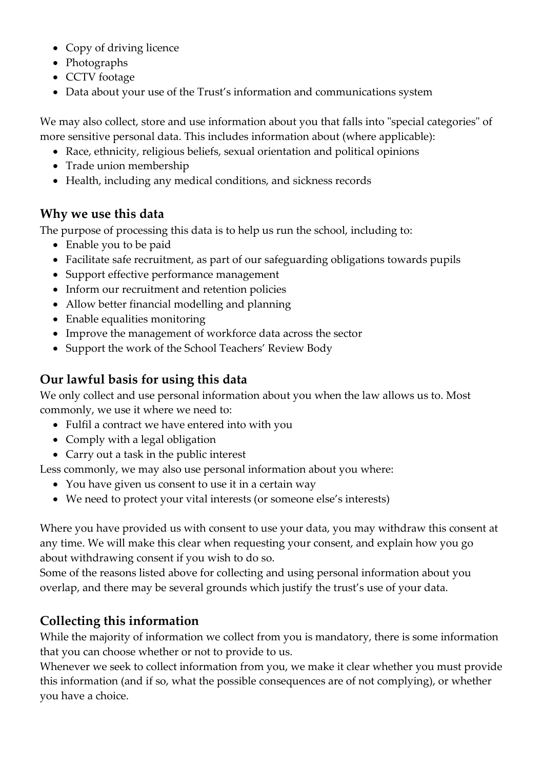- Copy of driving licence
- Photographs
- CCTV footage
- Data about your use of the Trust's information and communications system

We may also collect, store and use information about you that falls into "special categories" of more sensitive personal data. This includes information about (where applicable):

- Race, ethnicity, religious beliefs, sexual orientation and political opinions
- Trade union membership
- Health, including any medical conditions, and sickness records

## Why we use this data

The purpose of processing this data is to help us run the school, including to:

- Enable you to be paid
- Facilitate safe recruitment, as part of our safeguarding obligations towards pupils
- Support effective performance management
- Inform our recruitment and retention policies
- Allow better financial modelling and planning
- Enable equalities monitoring
- Improve the management of workforce data across the sector
- Support the work of the School Teachers' Review Body

## Our lawful basis for using this data

We only collect and use personal information about you when the law allows us to. Most commonly, we use it where we need to:

- Fulfil a contract we have entered into with you
- Comply with a legal obligation
- Carry out a task in the public interest

Less commonly, we may also use personal information about you where:

- You have given us consent to use it in a certain way
- We need to protect your vital interests (or someone else's interests)

Where you have provided us with consent to use your data, you may withdraw this consent at any time. We will make this clear when requesting your consent, and explain how you go about withdrawing consent if you wish to do so.

Some of the reasons listed above for collecting and using personal information about you overlap, and there may be several grounds which justify the trust's use of your data.

## Collecting this information

While the majority of information we collect from you is mandatory, there is some information that you can choose whether or not to provide to us.

Whenever we seek to collect information from you, we make it clear whether you must provide this information (and if so, what the possible consequences are of not complying), or whether you have a choice.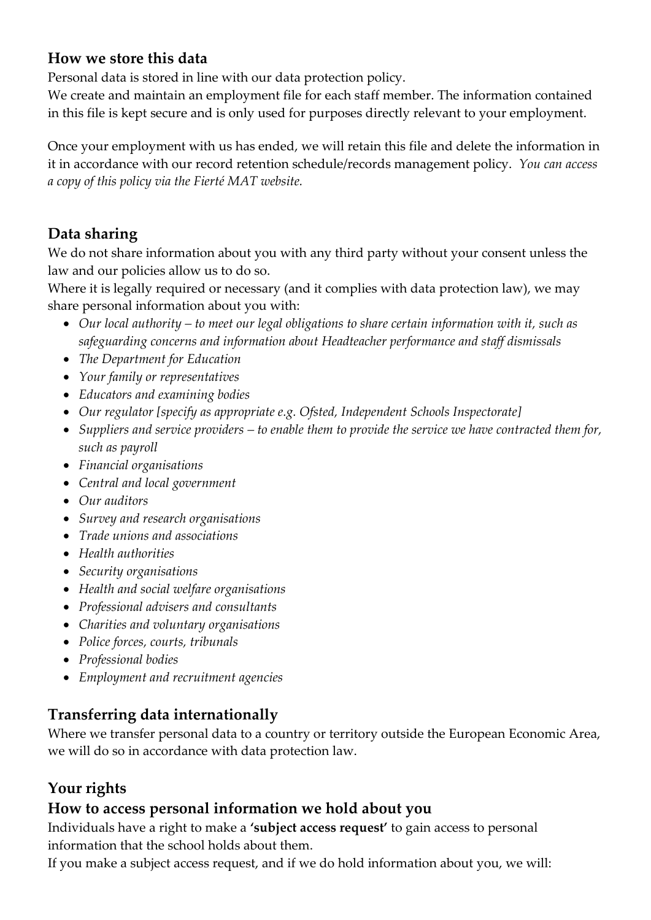## How we store this data

Personal data is stored in line with our data protection policy.
We create and maintain an employment file for each staff member. The information contained in this file is kept secure and is only used for purposes directly relevant to your employment.

Once your employment with us has ended, we will retain this file and delete the information in it in accordance with our record retention schedule/records management policy. *You can access a copy of this policy via the Fierté MAT website.*

## Data sharing

We do not share information about you with any third party without your consent unless the law and our policies allow us to do so.
Where it is legally required or necessary (and it complies with data protection law), we may share personal information about you with:

- *Our local authority – to meet our legal obligations to share certain information with it, such as safeguarding concerns and information about Headteacher performance and staff dismissals*
- *The Department for Education*
- *Your family or representatives*
- *Educators and examining bodies*
- *Our regulator [specify as appropriate e.g. Ofsted, Independent Schools Inspectorate]*
- *Suppliers and service providers – to enable them to provide the service we have contracted them for, such as payroll*
- *Financial organisations*
- *Central and local government*
- *Our auditors*
- *Survey and research organisations*
- *Trade unions and associations*
- *Health authorities*
- *Security organisations*
- *Health and social welfare organisations*
- *Professional advisers and consultants*
- *Charities and voluntary organisations*
- *Police forces, courts, tribunals*
- *Professional bodies*
- *Employment and recruitment agencies*

## Transferring data internationally

Where we transfer personal data to a country or territory outside the European Economic Area, we will do so in accordance with data protection law.

## Your rights

### How to access personal information we hold about you

Individuals have a right to make a **'subject access request'** to gain access to personal information that the school holds about them.
If you make a subject access request, and if we do hold information about you, we will: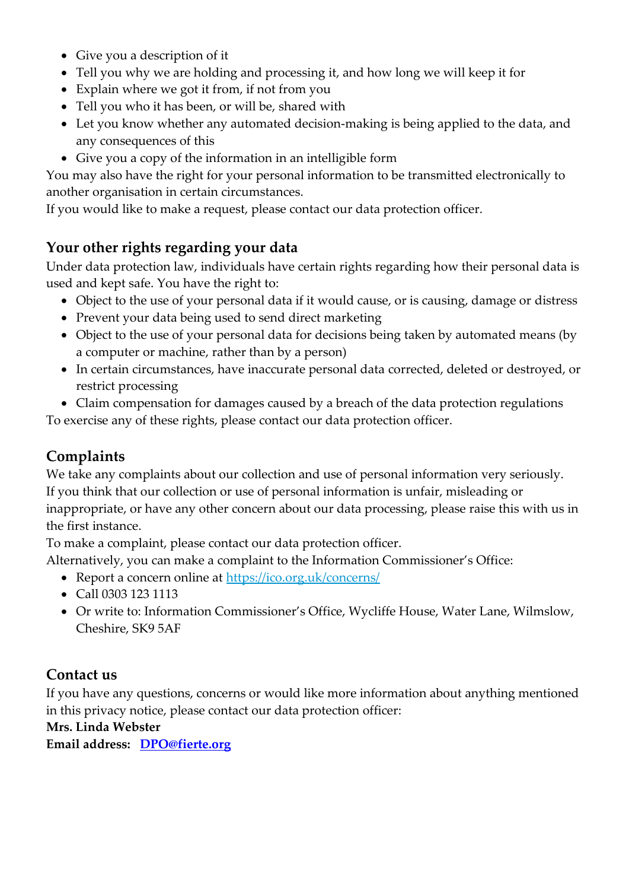- Give you a description of it
- Tell you why we are holding and processing it, and how long we will keep it for
- Explain where we got it from, if not from you
- Tell you who it has been, or will be, shared with
- Let you know whether any automated decision-making is being applied to the data, and any consequences of this
- Give you a copy of the information in an intelligible form

You may also have the right for your personal information to be transmitted electronically to another organisation in certain circumstances.

If you would like to make a request, please contact our data protection officer.

## Your other rights regarding your data

Under data protection law, individuals have certain rights regarding how their personal data is used and kept safe. You have the right to:

- Object to the use of your personal data if it would cause, or is causing, damage or distress
- Prevent your data being used to send direct marketing
- Object to the use of your personal data for decisions being taken by automated means (by a computer or machine, rather than by a person)
- In certain circumstances, have inaccurate personal data corrected, deleted or destroyed, or restrict processing
- Claim compensation for damages caused by a breach of the data protection regulations

To exercise any of these rights, please contact our data protection officer.

## Complaints

We take any complaints about our collection and use of personal information very seriously.

If you think that our collection or use of personal information is unfair, misleading or inappropriate, or have any other concern about our data processing, please raise this with us in the first instance.

To make a complaint, please contact our data protection officer.

Alternatively, you can make a complaint to the Information Commissioner's Office:

- Report a concern online at [https://ico.org.uk/concerns/](https://ico.org.uk/concerns/)
- Call 0303 123 1113
- Or write to: Information Commissioner's Office, Wycliffe House, Water Lane, Wilmslow, Cheshire, SK9 5AF

## Contact us

If you have any questions, concerns or would like more information about anything mentioned in this privacy notice, please contact our data protection officer:

**Mrs. Linda Webster**

**Email address: [DPO@fierte.org](mailto:DPO@fierte.org)**